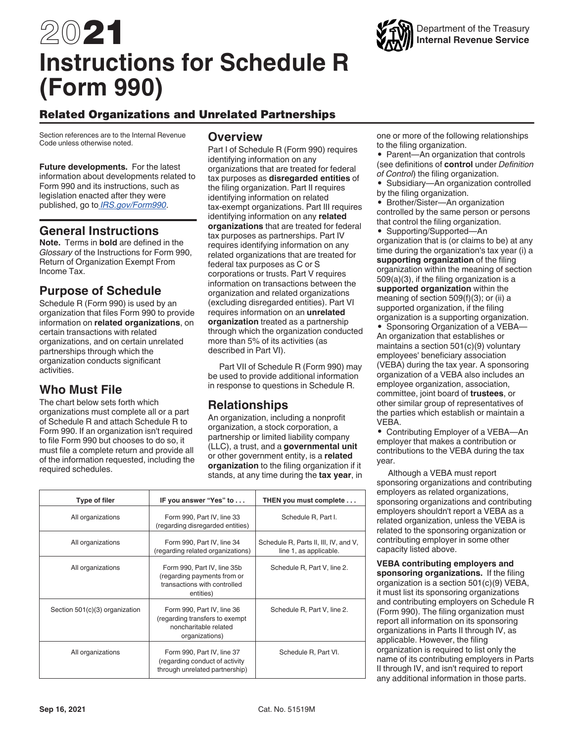# 2021 Instructions for Schedule R (Form 990)

Department of the Treasury
Internal Revenue Service

## Related Organizations and Unrelated Partnerships

Section references are to the Internal Revenue Code unless otherwise noted.

**Future developments.** For the latest information about developments related to Form 990 and its instructions, such as legislation enacted after they were published, go to *IRS.gov/Form990*.

## General Instructions

**Note.** Terms in **bold** are defined in the *Glossary* of the Instructions for Form 990, Return of Organization Exempt From Income Tax.

## Purpose of Schedule

Schedule R (Form 990) is used by an organization that files Form 990 to provide information on **related organizations**, on certain transactions with related organizations, and on certain unrelated partnerships through which the organization conducts significant activities.

## Who Must File

The chart below sets forth which organizations must complete all or a part of Schedule R and attach Schedule R to Form 990. If an organization isn't required to file Form 990 but chooses to do so, it must file a complete return and provide all of the information requested, including the required schedules.

| Type of filer | IF you answer "Yes" to . . . | THEN you must complete . . . |
|---|---|---|
| All organizations | Form 990, Part IV, line 33 (regarding disregarded entities) | Schedule R, Part I. |
| All organizations | Form 990, Part IV, line 34 (regarding related organizations) | Schedule R, Parts II, III, IV, and V, line 1, as applicable. |
| All organizations | Form 990, Part IV, line 35b (regarding payments from or transactions with controlled entities) | Schedule R, Part V, line 2. |
| Section 501(c)(3) organization | Form 990, Part IV, line 36 (regarding transfers to exempt noncharitable related organizations) | Schedule R, Part V, line 2. |
| All organizations | Form 990, Part IV, line 37 (regarding conduct of activity through unrelated partnership) | Schedule R, Part VI. |

## Overview

Part I of Schedule R (Form 990) requires identifying information on any organizations that are treated for federal tax purposes as **disregarded entities** of the filing organization. Part II requires identifying information on related tax-exempt organizations. Part III requires identifying information on any **related organizations** that are treated for federal tax purposes as partnerships. Part IV requires identifying information on any related organizations that are treated for federal tax purposes as C or S corporations or trusts. Part V requires information on transactions between the organization and related organizations (excluding disregarded entities). Part VI requires information on an **unrelated organization** treated as a partnership through which the organization conducted more than 5% of its activities (as described in Part VI).

Part VII of Schedule R (Form 990) may be used to provide additional information in response to questions in Schedule R.

## Relationships

An organization, including a nonprofit organization, a stock corporation, a partnership or limited liability company (LLC), a trust, and a **governmental unit** or other government entity, is a **related organization** to the filing organization if it stands, at any time during the **tax year**, in one or more of the following relationships to the filing organization.

- Parent—An organization that controls (see definitions of **control** under *Definition of Control*) the filing organization.
- Subsidiary—An organization controlled by the filing organization.
- Brother/Sister—An organization controlled by the same person or persons that control the filing organization.
- Supporting/Supported—An organization that is (or claims to be) at any time during the organization's tax year (i) a **supporting organization** of the filing organization within the meaning of section 509(a)(3), if the filing organization is a **supported organization** within the meaning of section 509(f)(3); or (ii) a supported organization, if the filing organization is a supporting organization.
- Sponsoring Organization of a VEBA—An organization that establishes or maintains a section 501(c)(9) voluntary employees' beneficiary association (VEBA) during the tax year. A sponsoring organization of a VEBA also includes an employee organization, association, committee, joint board of **trustees**, or other similar group of representatives of the parties which establish or maintain a VEBA.
- Contributing Employer of a VEBA—An employer that makes a contribution or contributions to the VEBA during the tax year.

Although a VEBA must report sponsoring organizations and contributing employers as related organizations, sponsoring organizations and contributing employers shouldn't report a VEBA as a related organization, unless the VEBA is related to the sponsoring organization or contributing employer in some other capacity listed above.

**VEBA contributing employers and sponsoring organizations.** If the filing organization is a section 501(c)(9) VEBA, it must list its sponsoring organizations and contributing employers on Schedule R (Form 990). The filing organization must report all information on its sponsoring organizations in Parts II through IV, as applicable. However, the filing organization is required to list only the name of its contributing employers in Parts II through IV, and isn't required to report any additional information in those parts.

Sep 16, 2021 Cat. No. 51519M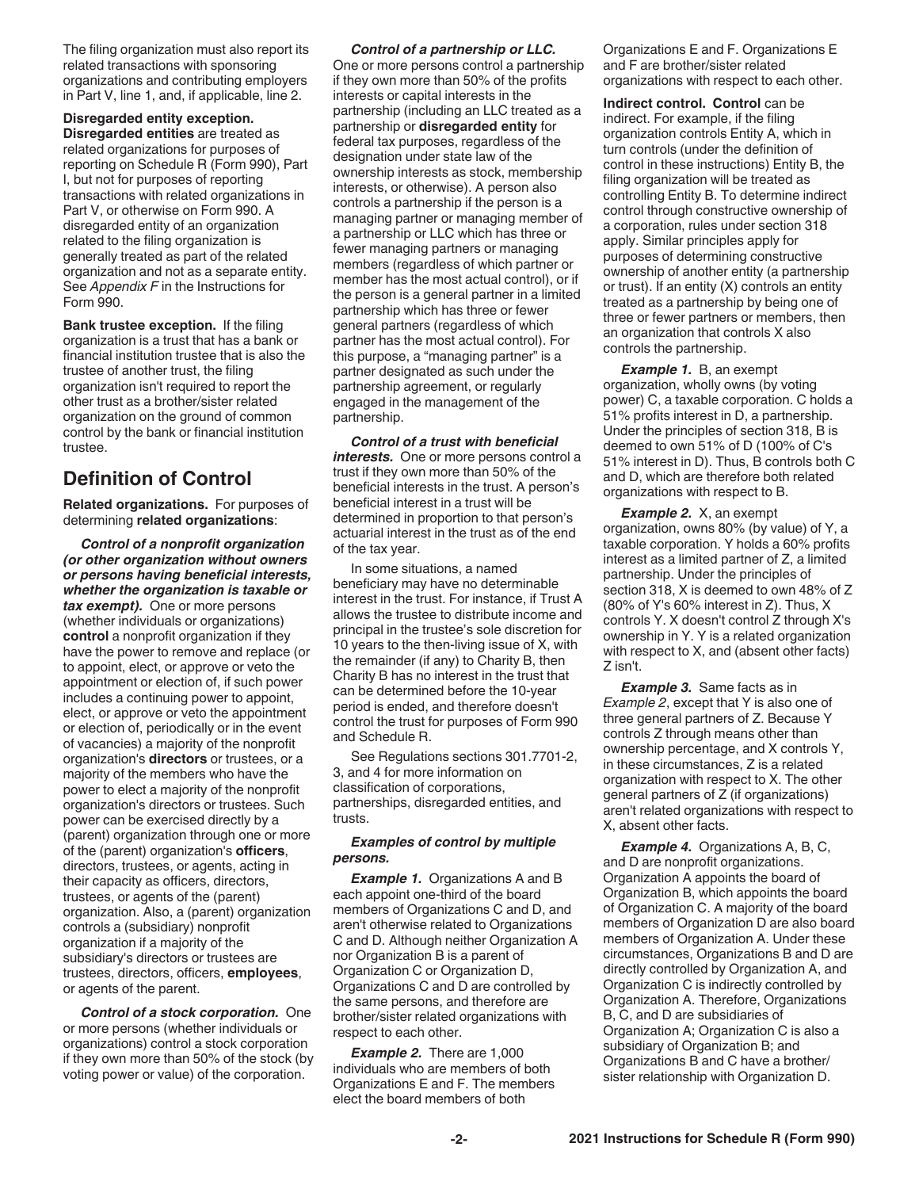The filing organization must also report its related transactions with sponsoring organizations and contributing employers in Part V, line 1, and, if applicable, line 2.

**Disregarded entity exception. Disregarded entities** are treated as related organizations for purposes of reporting on Schedule R (Form 990), Part I, but not for purposes of reporting transactions with related organizations in Part V, or otherwise on Form 990. A disregarded entity of an organization related to the filing organization is generally treated as part of the related organization and not as a separate entity. See *Appendix F* in the Instructions for Form 990.

**Bank trustee exception.** If the filing organization is a trust that has a bank or financial institution trustee that is also the trustee of another trust, the filing organization isn't required to report the other trust as a brother/sister related organization on the ground of common control by the bank or financial institution trustee.

## Definition of Control

**Related organizations.** For purposes of determining **related organizations**:

***Control of a nonprofit organization (or other organization without owners or persons having beneficial interests, whether the organization is taxable or tax exempt).*** One or more persons (whether individuals or organizations) **control** a nonprofit organization if they have the power to remove and replace (or to appoint, elect, or approve or veto the appointment or election of, if such power includes a continuing power to appoint, elect, or approve or veto the appointment or election of, periodically or in the event of vacancies) a majority of the nonprofit organization's **directors** or trustees, or a majority of the members who have the power to elect a majority of the nonprofit organization's directors or trustees. Such power can be exercised directly by a (parent) organization through one or more of the (parent) organization's **officers**, directors, trustees, or agents, acting in their capacity as officers, directors, trustees, or agents of the (parent) organization. Also, a (parent) organization controls a (subsidiary) nonprofit organization if a majority of the subsidiary's directors or trustees are trustees, directors, officers, **employees**, or agents of the parent.

***Control of a stock corporation.*** One or more persons (whether individuals or organizations) control a stock corporation if they own more than 50% of the stock (by voting power or value) of the corporation.

***Control of a partnership or LLC.*** One or more persons control a partnership if they own more than 50% of the profits interests or capital interests in the partnership (including an LLC treated as a partnership or **disregarded entity** for federal tax purposes, regardless of the designation under state law of the ownership interests as stock, membership interests, or otherwise). A person also controls a partnership if the person is a managing partner or managing member of a partnership or LLC which has three or fewer managing partners or managing members (regardless of which partner or member has the most actual control), or if the person is a general partner in a limited partnership which has three or fewer general partners (regardless of which partner has the most actual control). For this purpose, a "managing partner" is a partner designated as such under the partnership agreement, or regularly engaged in the management of the partnership.

***Control of a trust with beneficial interests.*** One or more persons control a trust if they own more than 50% of the beneficial interests in the trust. A person's beneficial interest in a trust will be determined in proportion to that person's actuarial interest in the trust as of the end of the tax year.

In some situations, a named beneficiary may have no determinable interest in the trust. For instance, if Trust A allows the trustee to distribute income and principal in the trustee's sole discretion for 10 years to the then-living issue of X, with the remainder (if any) to Charity B, then Charity B has no interest in the trust that can be determined before the 10-year period is ended, and therefore doesn't control the trust for purposes of Form 990 and Schedule R.

See Regulations sections 301.7701-2, 3, and 4 for more information on classification of corporations, partnerships, disregarded entities, and trusts.

***Examples of control by multiple persons.***

***Example 1.*** Organizations A and B each appoint one-third of the board members of Organizations C and D, and aren't otherwise related to Organizations C and D. Although neither Organization A nor Organization B is a parent of Organization C or Organization D, Organizations C and D are controlled by the same persons, and therefore are brother/sister related organizations with respect to each other.

***Example 2.*** There are 1,000 individuals who are members of both Organizations E and F. The members elect the board members of both Organizations E and F. Organizations E and F are brother/sister related organizations with respect to each other.

**Indirect control. Control** can be indirect. For example, if the filing organization controls Entity A, which in turn controls (under the definition of control in these instructions) Entity B, the filing organization will be treated as controlling Entity B. To determine indirect control through constructive ownership of a corporation, rules under section 318 apply. Similar principles apply for purposes of determining constructive ownership of another entity (a partnership or trust). If an entity (X) controls an entity treated as a partnership by being one of three or fewer partners or members, then an organization that controls X also controls the partnership.

***Example 1.*** B, an exempt organization, wholly owns (by voting power) C, a taxable corporation. C holds a 51% profits interest in D, a partnership. Under the principles of section 318, B is deemed to own 51% of D (100% of C's 51% interest in D). Thus, B controls both C and D, which are therefore both related organizations with respect to B.

***Example 2.*** X, an exempt organization, owns 80% (by value) of Y, a taxable corporation. Y holds a 60% profits interest as a limited partner of Z, a limited partnership. Under the principles of section 318, X is deemed to own 48% of Z (80% of Y's 60% interest in Z). Thus, X controls Y. X doesn't control Z through X's ownership in Y. Y is a related organization with respect to X, and (absent other facts) Z isn't.

***Example 3.*** Same facts as in *Example 2*, except that Y is also one of three general partners of Z. Because Y controls Z through means other than ownership percentage, and X controls Y, in these circumstances, Z is a related organization with respect to X. The other general partners of Z (if organizations) aren't related organizations with respect to X, absent other facts.

***Example 4.*** Organizations A, B, C, and D are nonprofit organizations. Organization A appoints the board of Organization B, which appoints the board of Organization C. A majority of the board members of Organization D are also board members of Organization A. Under these circumstances, Organizations B and D are directly controlled by Organization A, and Organization C is indirectly controlled by Organization A. Therefore, Organizations B, C, and D are subsidiaries of Organization A; Organization C is also a subsidiary of Organization B; and Organizations B and C have a brother/sister relationship with Organization D.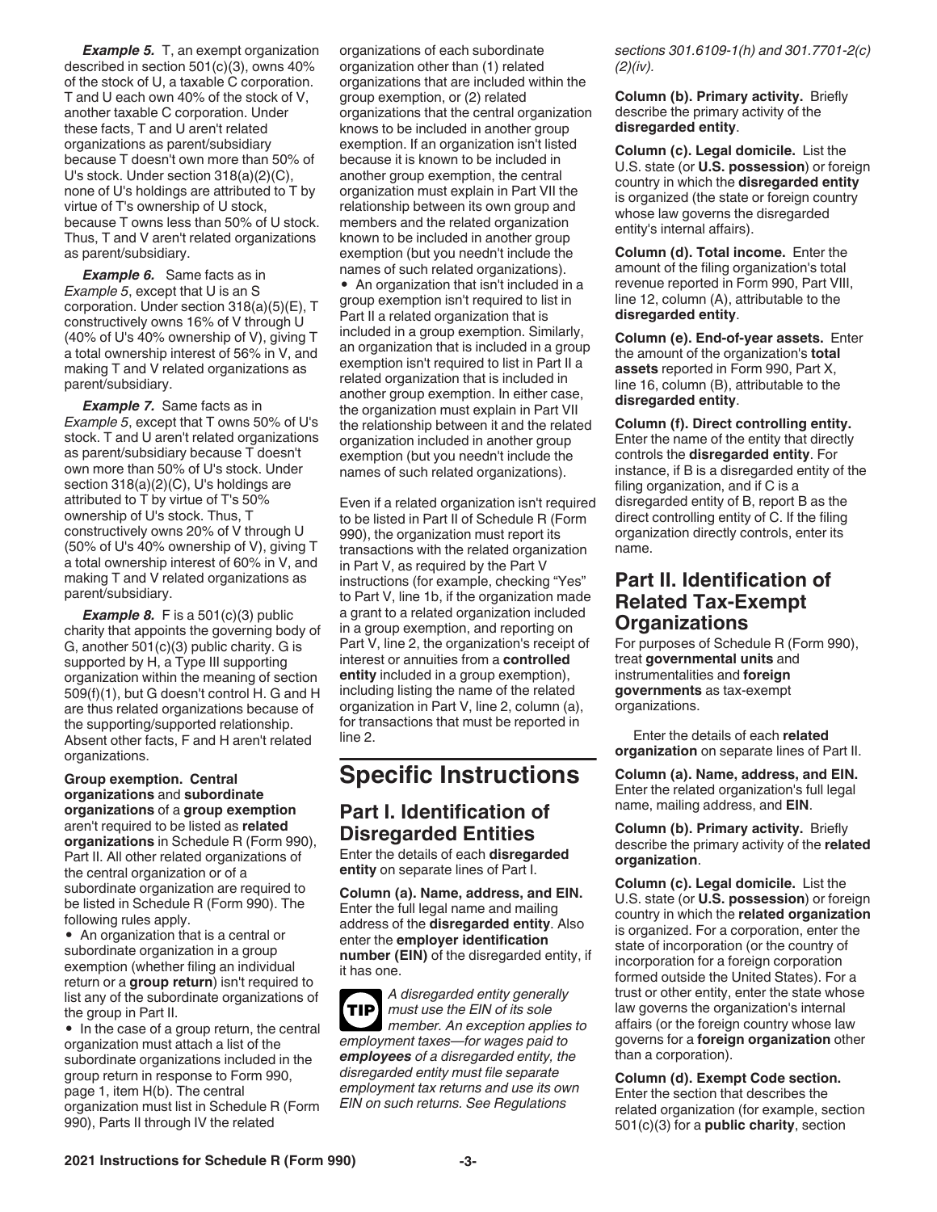***Example 5.*** T, an exempt organization described in section 501(c)(3), owns 40% of the stock of U, a taxable C corporation. T and U each own 40% of the stock of V, another taxable C corporation. Under these facts, T and U aren't related organizations as parent/subsidiary because T doesn't own more than 50% of U's stock. Under section 318(a)(2)(C), none of U's holdings are attributed to T by virtue of T's ownership of U stock, because T owns less than 50% of U stock. Thus, T and V aren't related organizations as parent/subsidiary.

***Example 6.*** Same facts as in *Example 5*, except that U is an S corporation. Under section 318(a)(5)(E), T constructively owns 16% of V through U (40% of U's 40% ownership of V), giving T a total ownership interest of 56% in V, and making T and V related organizations as parent/subsidiary.

***Example 7.*** Same facts as in *Example 5*, except that T owns 50% of U's stock. T and U aren't related organizations as parent/subsidiary because T doesn't own more than 50% of U's stock. Under section 318(a)(2)(C), U's holdings are attributed to T by virtue of T's 50% ownership of U's stock. Thus, T constructively owns 20% of V through U (50% of U's 40% ownership of V), giving T a total ownership interest of 60% in V, and making T and V related organizations as parent/subsidiary.

***Example 8.*** F is a 501(c)(3) public charity that appoints the governing body of G, another 501(c)(3) public charity. G is supported by H, a Type III supporting organization within the meaning of section 509(f)(1), but G doesn't control H. G and H are thus related organizations because of the supporting/supported relationship. Absent other facts, F and H aren't related organizations.

**Group exemption.** **Central organizations** and **subordinate organizations** of a **group exemption** aren't required to be listed as **related organizations** in Schedule R (Form 990), Part II. All other related organizations of the central organization or of a subordinate organization are required to be listed in Schedule R (Form 990). The following rules apply.

- An organization that is a central or subordinate organization in a group exemption (whether filing an individual return or a **group return**) isn't required to list any of the subordinate organizations of the group in Part II.
- In the case of a group return, the central organization must attach a list of the subordinate organizations included in the group return in response to Form 990, page 1, item H(b). The central organization must list in Schedule R (Form 990), Parts II through IV the related organizations of each subordinate organization other than (1) related organizations that are included within the group exemption, or (2) related organizations that the central organization knows to be included in another group exemption. If an organization isn't listed because it is known to be included in another group exemption, the central organization must explain in Part VII the relationship between its own group and members and the related organization known to be included in another group exemption (but you needn't include the names of such related organizations).
- An organization that isn't included in a group exemption isn't required to list in Part II a related organization that is included in a group exemption. Similarly, an organization that is included in a group exemption isn't required to list in Part II a related organization that is included in another group exemption. In either case, the organization must explain in Part VII the relationship between it and the related organization included in another group exemption (but you needn't include the names of such related organizations).

Even if a related organization isn't required to be listed in Part II of Schedule R (Form 990), the organization must report its transactions with the related organization in Part V, as required by the Part V instructions (for example, checking "Yes" to Part V, line 1b, if the organization made a grant to a related organization included in a group exemption, and reporting on Part V, line 2, the organization's receipt of interest or annuities from a **controlled entity** included in a group exemption), including listing the name of the related organization in Part V, line 2, column (a), for transactions that must be reported in line 2.

# Specific Instructions

## Part I. Identification of Disregarded Entities

Enter the details of each **disregarded entity** on separate lines of Part I.

**Column (a). Name, address, and EIN.** Enter the full legal name and mailing address of the **disregarded entity**. Also enter the **employer identification number (EIN)** of the disregarded entity, if it has one.

**TIP** *A disregarded entity generally must use the EIN of its sole member. An exception applies to employment taxes—for wages paid to **employees** of a disregarded entity, the disregarded entity must file separate employment tax returns and use its own EIN on such returns. See Regulations sections 301.6109-1(h) and 301.7701-2(c)(2)(iv).*

**Column (b). Primary activity.** Briefly describe the primary activity of the **disregarded entity**.

**Column (c). Legal domicile.** List the U.S. state (or **U.S. possession**) or foreign country in which the **disregarded entity** is organized (the state or foreign country whose law governs the disregarded entity's internal affairs).

**Column (d). Total income.** Enter the amount of the filing organization's total revenue reported in Form 990, Part VIII, line 12, column (A), attributable to the **disregarded entity**.

**Column (e). End-of-year assets.** Enter the amount of the organization's **total assets** reported in Form 990, Part X, line 16, column (B), attributable to the **disregarded entity**.

**Column (f). Direct controlling entity.** Enter the name of the entity that directly controls the **disregarded entity**. For instance, if B is a disregarded entity of the filing organization, and if C is a disregarded entity of B, report B as the direct controlling entity of C. If the filing organization directly controls, enter its name.

## Part II. Identification of Related Tax-Exempt Organizations

For purposes of Schedule R (Form 990), treat **governmental units** and instrumentalities and **foreign governments** as tax-exempt organizations.

Enter the details of each **related organization** on separate lines of Part II.

**Column (a). Name, address, and EIN.** Enter the related organization's full legal name, mailing address, and **EIN**.

**Column (b). Primary activity.** Briefly describe the primary activity of the **related organization**.

**Column (c). Legal domicile.** List the U.S. state (or **U.S. possession**) or foreign country in which the **related organization** is organized. For a corporation, enter the state of incorporation (or the country of incorporation for a foreign corporation formed outside the United States). For a trust or other entity, enter the state whose law governs the organization's internal affairs (or the foreign country whose law governs for a **foreign organization** other than a corporation).

**Column (d). Exempt Code section.** Enter the section that describes the related organization (for example, section 501(c)(3) for a **public charity**, section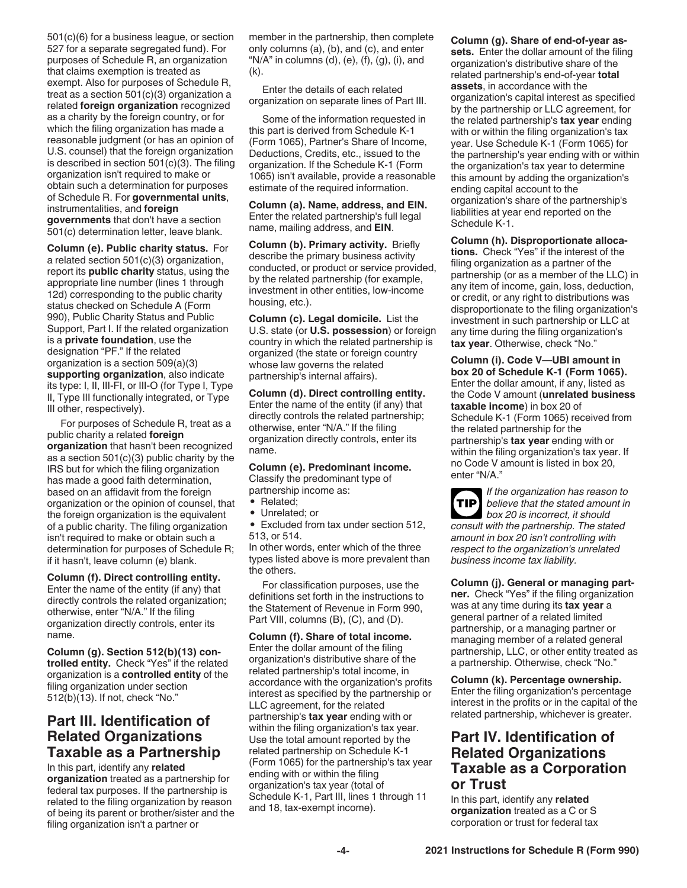501(c)(6) for a business league, or section 527 for a separate segregated fund). For purposes of Schedule R, an organization that claims exemption is treated as exempt. Also for purposes of Schedule R, treat as a section 501(c)(3) organization a related **foreign organization** recognized as a charity by the foreign country, or for which the filing organization has made a reasonable judgment (or has an opinion of U.S. counsel) that the foreign organization is described in section 501(c)(3). The filing organization isn't required to make or obtain such a determination for purposes of Schedule R. For **governmental units**, instrumentalities, and **foreign governments** that don't have a section 501(c) determination letter, leave blank.

**Column (e). Public charity status.** For a related section 501(c)(3) organization, report its **public charity** status, using the appropriate line number (lines 1 through 12d) corresponding to the public charity status checked on Schedule A (Form 990), Public Charity Status and Public Support, Part I. If the related organization is a **private foundation**, use the designation "PF." If the related organization is a section 509(a)(3) **supporting organization**, also indicate its type: I, II, III-FI, or III-O (for Type I, Type II, Type III functionally integrated, or Type III other, respectively).

For purposes of Schedule R, treat as a public charity a related **foreign organization** that hasn't been recognized as a section 501(c)(3) public charity by the IRS but for which the filing organization has made a good faith determination, based on an affidavit from the foreign organization or the opinion of counsel, that the foreign organization is the equivalent of a public charity. The filing organization isn't required to make or obtain such a determination for purposes of Schedule R; if it hasn't, leave column (e) blank.

**Column (f). Direct controlling entity.** Enter the name of the entity (if any) that directly controls the related organization; otherwise, enter "N/A." If the filing organization directly controls, enter its name.

**Column (g). Section 512(b)(13) controlled entity.** Check "Yes" if the related organization is a **controlled entity** of the filing organization under section 512(b)(13). If not, check "No."

## Part III. Identification of Related Organizations Taxable as a Partnership

In this part, identify any **related organization** treated as a partnership for federal tax purposes. If the partnership is related to the filing organization by reason of being its parent or brother/sister and the filing organization isn't a partner or member in the partnership, then complete only columns (a), (b), and (c), and enter "N/A" in columns (d), (e), (f), (g), (i), and (k).

Enter the details of each related organization on separate lines of Part III.

Some of the information requested in this part is derived from Schedule K-1 (Form 1065), Partner's Share of Income, Deductions, Credits, etc., issued to the organization. If the Schedule K-1 (Form 1065) isn't available, provide a reasonable estimate of the required information.

**Column (a). Name, address, and EIN.** Enter the related partnership's full legal name, mailing address, and **EIN**.

**Column (b). Primary activity.** Briefly describe the primary business activity conducted, or product or service provided, by the related partnership (for example, investment in other entities, low-income housing, etc.).

**Column (c). Legal domicile.** List the U.S. state (or **U.S. possession**) or foreign country in which the related partnership is organized (the state or foreign country whose law governs the related partnership's internal affairs).

**Column (d). Direct controlling entity.** Enter the name of the entity (if any) that directly controls the related partnership; otherwise, enter "N/A." If the filing organization directly controls, enter its name.

**Column (e). Predominant income.** Classify the predominant type of partnership income as:

- Related;
- Unrelated; or
- Excluded from tax under section 512, 513, or 514.

In other words, enter which of the three types listed above is more prevalent than the others.

For classification purposes, use the definitions set forth in the instructions to the Statement of Revenue in Form 990, Part VIII, columns (B), (C), and (D).

**Column (f). Share of total income.** Enter the dollar amount of the filing organization's distributive share of the related partnership's total income, in accordance with the organization's profits interest as specified by the partnership or LLC agreement, for the related partnership's **tax year** ending with or within the filing organization's tax year. Use the total amount reported by the related partnership on Schedule K-1 (Form 1065) for the partnership's tax year ending with or within the filing organization's tax year (total of Schedule K-1, Part III, lines 1 through 11 and 18, tax-exempt income).

**Column (g). Share of end-of-year assets.** Enter the dollar amount of the filing organization's distributive share of the related partnership's end-of-year **total assets**, in accordance with the organization's capital interest as specified by the partnership or LLC agreement, for the related partnership's **tax year** ending with or within the filing organization's tax year. Use Schedule K-1 (Form 1065) for the partnership's year ending with or within the organization's tax year to determine this amount by adding the organization's ending capital account to the organization's share of the partnership's liabilities at year end reported on the Schedule K-1.

**Column (h). Disproportionate allocations.** Check "Yes" if the interest of the filing organization as a partner of the partnership (or as a member of the LLC) in any item of income, gain, loss, deduction, or credit, or any right to distributions was disproportionate to the filing organization's investment in such partnership or LLC at any time during the filing organization's **tax year**. Otherwise, check "No."

**Column (i). Code V—UBI amount in box 20 of Schedule K-1 (Form 1065).** Enter the dollar amount, if any, listed as the Code V amount (**unrelated business taxable income**) in box 20 of Schedule K-1 (Form 1065) received from the related partnership for the partnership's **tax year** ending with or within the filing organization's tax year. If no Code V amount is listed in box 20, enter "N/A."

**TIP** *If the organization has reason to believe that the stated amount in box 20 is incorrect, it should consult with the partnership. The stated amount in box 20 isn't controlling with respect to the organization's unrelated business income tax liability.*

**Column (j). General or managing partner.** Check "Yes" if the filing organization was at any time during its **tax year** a general partner of a related limited partnership, or a managing partner or managing member of a related general partnership, LLC, or other entity treated as a partnership. Otherwise, check "No."

**Column (k). Percentage ownership.** Enter the filing organization's percentage interest in the profits or in the capital of the related partnership, whichever is greater.

## Part IV. Identification of Related Organizations Taxable as a Corporation or Trust

In this part, identify any **related organization** treated as a C or S corporation or trust for federal tax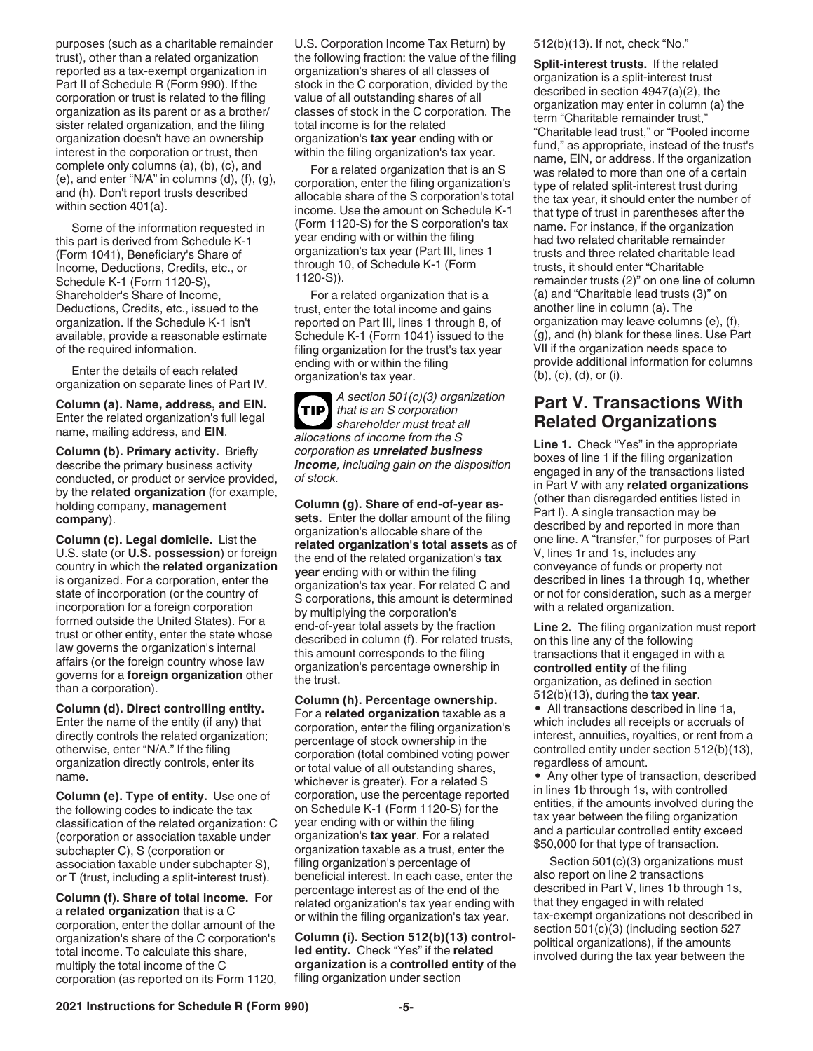purposes (such as a charitable remainder trust), other than a related organization reported as a tax-exempt organization in Part II of Schedule R (Form 990). If the corporation or trust is related to the filing organization as its parent or as a brother/sister related organization, and the filing organization doesn't have an ownership interest in the corporation or trust, then complete only columns (a), (b), (c), and (e), and enter "N/A" in columns (d), (f), (g), and (h). Don't report trusts described within section 401(a).

Some of the information requested in this part is derived from Schedule K-1 (Form 1041), Beneficiary's Share of Income, Deductions, Credits, etc., or Schedule K-1 (Form 1120-S), Shareholder's Share of Income, Deductions, Credits, etc., issued to the organization. If the Schedule K-1 isn't available, provide a reasonable estimate of the required information.

Enter the details of each related organization on separate lines of Part IV.

**Column (a). Name, address, and EIN.** Enter the related organization's full legal name, mailing address, and **EIN**.

**Column (b). Primary activity.** Briefly describe the primary business activity conducted, or product or service provided, by the **related organization** (for example, holding company, **management company**).

**Column (c). Legal domicile.** List the U.S. state (or **U.S. possession**) or foreign country in which the **related organization** is organized. For a corporation, enter the state of incorporation (or the country of incorporation for a foreign corporation formed outside the United States). For a trust or other entity, enter the state whose law governs the organization's internal affairs (or the foreign country whose law governs for a **foreign organization** other than a corporation).

**Column (d). Direct controlling entity.** Enter the name of the entity (if any) that directly controls the related organization; otherwise, enter "N/A." If the filing organization directly controls, enter its name.

**Column (e). Type of entity.** Use one of the following codes to indicate the tax classification of the related organization: C (corporation or association taxable under subchapter C), S (corporation or association taxable under subchapter S), or T (trust, including a split-interest trust).

**Column (f). Share of total income.** For a **related organization** that is a C corporation, enter the dollar amount of the organization's share of the C corporation's total income. To calculate this share, multiply the total income of the C corporation (as reported on its Form 1120, U.S. Corporation Income Tax Return) by the following fraction: the value of the filing organization's shares of all classes of stock in the C corporation, divided by the value of all outstanding shares of all classes of stock in the C corporation. The total income is for the related organization's **tax year** ending with or within the filing organization's tax year.

For a related organization that is an S corporation, enter the filing organization's allocable share of the S corporation's total income. Use the amount on Schedule K-1 (Form 1120-S) for the S corporation's tax year ending with or within the filing organization's tax year (Part III, lines 1 through 10, of Schedule K-1 (Form 1120-S)).

For a related organization that is a trust, enter the total income and gains reported on Part III, lines 1 through 8, of Schedule K-1 (Form 1041) issued to the filing organization for the trust's tax year ending with or within the filing organization's tax year.

**TIP** *A section 501(c)(3) organization that is an S corporation shareholder must treat all allocations of income from the S corporation as* ***unrelated business income****, including gain on the disposition of stock.*

**Column (g). Share of end-of-year assets.** Enter the dollar amount of the filing organization's allocable share of the **related organization's total assets** as of the end of the related organization's **tax year** ending with or within the filing organization's tax year. For related C and S corporations, this amount is determined by multiplying the corporation's end-of-year total assets by the fraction described in column (f). For related trusts, this amount corresponds to the filing organization's percentage ownership in the trust.

**Column (h). Percentage ownership.** For a **related organization** taxable as a corporation, enter the filing organization's percentage of stock ownership in the corporation (total combined voting power or total value of all outstanding shares, whichever is greater). For a related S corporation, use the percentage reported on Schedule K-1 (Form 1120-S) for the year ending with or within the filing organization's **tax year**. For a related organization taxable as a trust, enter the filing organization's percentage of beneficial interest. In each case, enter the percentage interest as of the end of the related organization's tax year ending with or within the filing organization's tax year.

**Column (i). Section 512(b)(13) controlled entity.** Check "Yes" if the **related organization** is a **controlled entity** of the filing organization under section 512(b)(13). If not, check "No."

**Split-interest trusts.** If the related organization is a split-interest trust described in section 4947(a)(2), the organization may enter in column (a) the term "Charitable remainder trust," "Charitable lead trust," or "Pooled income fund," as appropriate, instead of the trust's name, EIN, or address. If the organization was related to more than one of a certain type of related split-interest trust during the tax year, it should enter the number of that type of trust in parentheses after the name. For instance, if the organization had two related charitable remainder trusts and three related charitable lead trusts, it should enter "Charitable remainder trusts (2)" on one line of column (a) and "Charitable lead trusts (3)" on another line in column (a). The organization may leave columns (e), (f), (g), and (h) blank for these lines. Use Part VII if the organization needs space to provide additional information for columns (b), (c), (d), or (i).

## Part V. Transactions With Related Organizations

**Line 1.** Check "Yes" in the appropriate boxes of line 1 if the filing organization engaged in any of the transactions listed in Part V with any **related organizations** (other than disregarded entities listed in Part I). A single transaction may be described by and reported in more than one line. A "transfer," for purposes of Part V, lines 1r and 1s, includes any conveyance of funds or property not described in lines 1a through 1q, whether or not for consideration, such as a merger with a related organization.

**Line 2.** The filing organization must report on this line any of the following transactions that it engaged in with a **controlled entity** of the filing organization, as defined in section 512(b)(13), during the **tax year**.

- All transactions described in line 1a, which includes all receipts or accruals of interest, annuities, royalties, or rent from a controlled entity under section 512(b)(13), regardless of amount.
- Any other type of transaction, described in lines 1b through 1s, with controlled entities, if the amounts involved during the tax year between the filing organization and a particular controlled entity exceed $50,000 for that type of transaction.

Section 501(c)(3) organizations must also report on line 2 transactions described in Part V, lines 1b through 1s, that they engaged in with related tax-exempt organizations not described in section 501(c)(3) (including section 527 political organizations), if the amounts involved during the tax year between the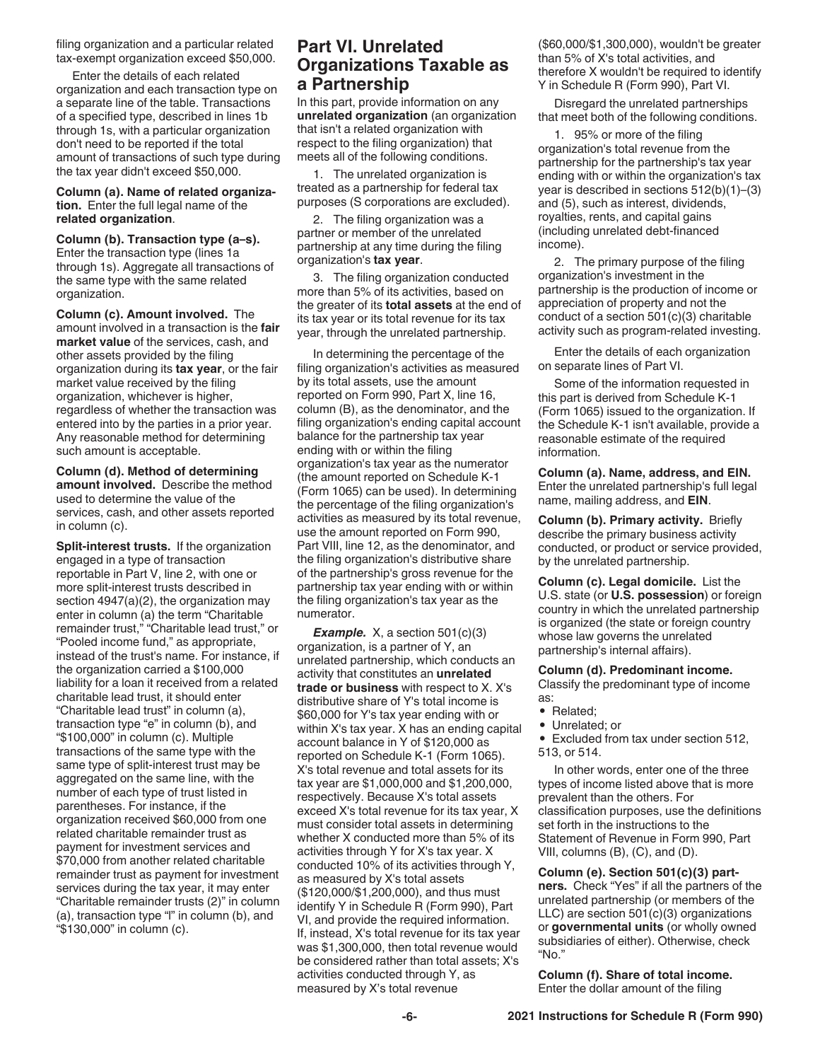filing organization and a particular related tax-exempt organization exceed $50,000.

Enter the details of each related organization and each transaction type on a separate line of the table. Transactions of a specified type, described in lines 1b through 1s, with a particular organization don't need to be reported if the total amount of transactions of such type during the tax year didn't exceed $50,000.

**Column (a). Name of related organization.** Enter the full legal name of the **related organization**.

**Column (b). Transaction type (a–s).** Enter the transaction type (lines 1a through 1s). Aggregate all transactions of the same type with the same related organization.

**Column (c). Amount involved.** The amount involved in a transaction is the **fair market value** of the services, cash, and other assets provided by the filing organization during its **tax year**, or the fair market value received by the filing organization, whichever is higher, regardless of whether the transaction was entered into by the parties in a prior year. Any reasonable method for determining such amount is acceptable.

**Column (d). Method of determining amount involved.** Describe the method used to determine the value of the services, cash, and other assets reported in column (c).

**Split-interest trusts.** If the organization engaged in a type of transaction reportable in Part V, line 2, with one or more split-interest trusts described in section 4947(a)(2), the organization may enter in column (a) the term "Charitable remainder trust," "Charitable lead trust," or "Pooled income fund," as appropriate, instead of the trust's name. For instance, if the organization carried a $100,000 liability for a loan it received from a related charitable lead trust, it should enter "Charitable lead trust" in column (a), transaction type "e" in column (b), and "$100,000" in column (c). Multiple transactions of the same type with the same type of split-interest trust may be aggregated on the same line, with the number of each type of trust listed in parentheses. For instance, if the organization received $60,000 from one related charitable remainder trust as payment for investment services and $70,000 from another related charitable remainder trust as payment for investment services during the tax year, it may enter "Charitable remainder trusts (2)" in column (a), transaction type "l" in column (b), and "$130,000" in column (c).

## Part VI. Unrelated Organizations Taxable as a Partnership

In this part, provide information on any **unrelated organization** (an organization that isn't a related organization with respect to the filing organization) that meets all of the following conditions.

1. The unrelated organization is treated as a partnership for federal tax purposes (S corporations are excluded).
2. The filing organization was a partner or member of the unrelated partnership at any time during the filing organization's **tax year**.
3. The filing organization conducted more than 5% of its activities, based on the greater of its **total assets** at the end of its tax year or its total revenue for its tax year, through the unrelated partnership.

In determining the percentage of the filing organization's activities as measured by its total assets, use the amount reported on Form 990, Part X, line 16, column (B), as the denominator, and the filing organization's ending capital account balance for the partnership tax year ending with or within the filing organization's tax year as the numerator (the amount reported on Schedule K-1 (Form 1065) can be used). In determining the percentage of the filing organization's activities as measured by its total revenue, use the amount reported on Form 990, Part VIII, line 12, as the denominator, and the filing organization's distributive share of the partnership's gross revenue for the partnership tax year ending with or within the filing organization's tax year as the numerator.

***Example.*** X, a section 501(c)(3) organization, is a partner of Y, an unrelated partnership, which conducts an activity that constitutes an **unrelated trade or business** with respect to X. X's distributive share of Y's total income is $60,000 for Y's tax year ending with or within X's tax year. X has an ending capital account balance in Y of $120,000 as reported on Schedule K-1 (Form 1065). X's total revenue and total assets for its tax year are $1,000,000 and $1,200,000, respectively. Because X's total assets exceed X's total revenue for its tax year, X must consider total assets in determining whether X conducted more than 5% of its activities through Y for X's tax year. X conducted 10% of its activities through Y, as measured by X's total assets ($120,000/$1,200,000), and thus must identify Y in Schedule R (Form 990), Part VI, and provide the required information. If, instead, X's total revenue for its tax year was $1,300,000, then total revenue would be considered rather than total assets; X's activities conducted through Y, as measured by X's total revenue ($60,000/$1,300,000), wouldn't be greater than 5% of X's total activities, and therefore X wouldn't be required to identify Y in Schedule R (Form 990), Part VI.

Disregard the unrelated partnerships that meet both of the following conditions.

1. 95% or more of the filing organization's total revenue from the partnership for the partnership's tax year ending with or within the organization's tax year is described in sections 512(b)(1)–(3) and (5), such as interest, dividends, royalties, rents, and capital gains (including unrelated debt-financed income).
2. The primary purpose of the filing organization's investment in the partnership is the production of income or appreciation of property and not the conduct of a section 501(c)(3) charitable activity such as program-related investing.

Enter the details of each organization on separate lines of Part VI.

Some of the information requested in this part is derived from Schedule K-1 (Form 1065) issued to the organization. If the Schedule K-1 isn't available, provide a reasonable estimate of the required information.

**Column (a). Name, address, and EIN.** Enter the unrelated partnership's full legal name, mailing address, and **EIN**.

**Column (b). Primary activity.** Briefly describe the primary business activity conducted, or product or service provided, by the unrelated partnership.

**Column (c). Legal domicile.** List the U.S. state (or **U.S. possession**) or foreign country in which the unrelated partnership is organized (the state or foreign country whose law governs the unrelated partnership's internal affairs).

**Column (d). Predominant income.** Classify the predominant type of income as:

- Related;
- Unrelated; or
- Excluded from tax under section 512, 513, or 514.

In other words, enter one of the three types of income listed above that is more prevalent than the others. For classification purposes, use the definitions set forth in the instructions to the Statement of Revenue in Form 990, Part VIII, columns (B), (C), and (D).

**Column (e). Section 501(c)(3) partners.** Check "Yes" if all the partners of the unrelated partnership (or members of the LLC) are section 501(c)(3) organizations or **governmental units** (or wholly owned subsidiaries of either). Otherwise, check "No."

**Column (f). Share of total income.** Enter the dollar amount of the filing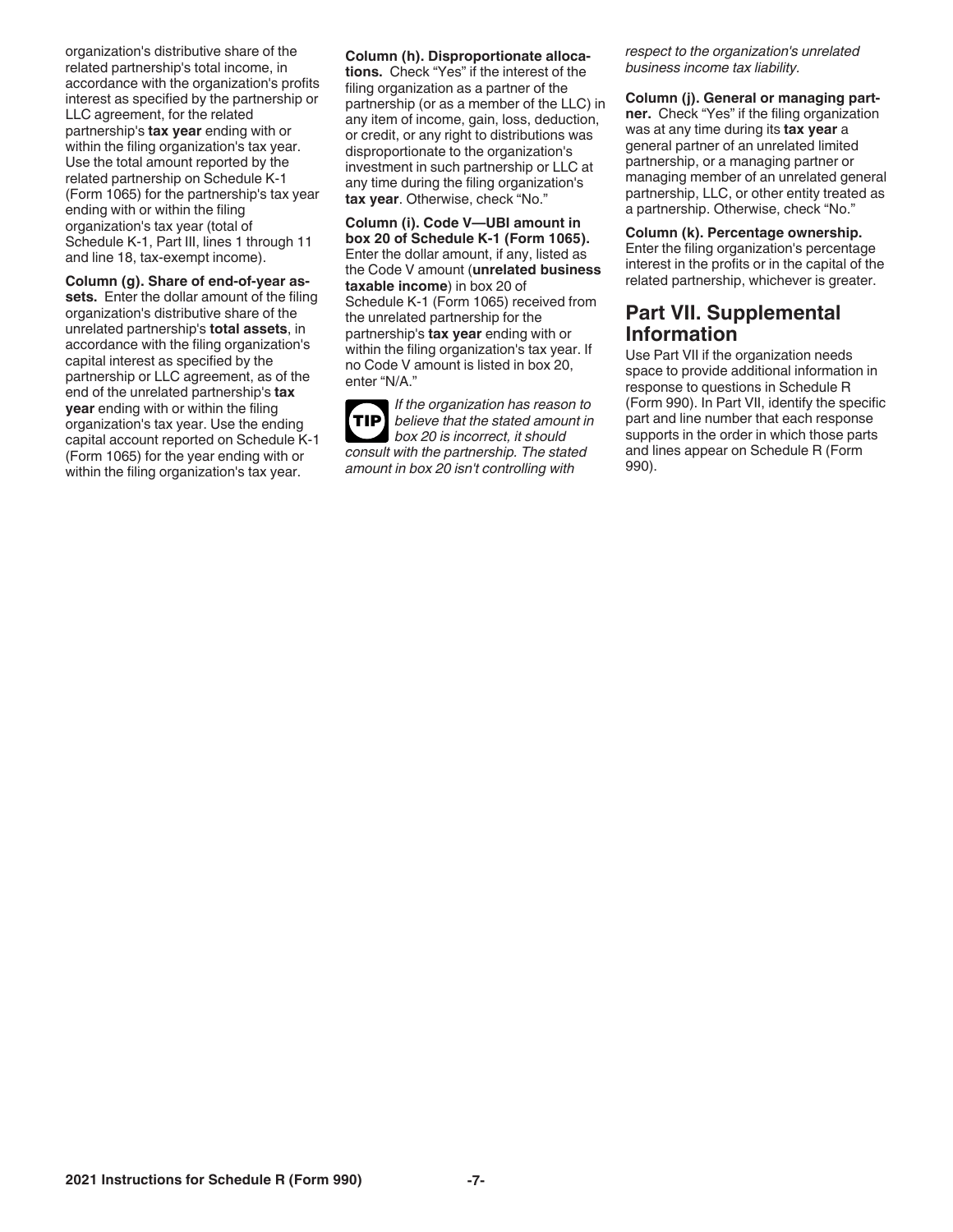organization's distributive share of the related partnership's total income, in accordance with the organization's profits interest as specified by the partnership or LLC agreement, for the related partnership's **tax year** ending with or within the filing organization's tax year. Use the total amount reported by the related partnership on Schedule K-1 (Form 1065) for the partnership's tax year ending with or within the filing organization's tax year (total of Schedule K-1, Part III, lines 1 through 11 and line 18, tax-exempt income).

**Column (g). Share of end-of-year assets.** Enter the dollar amount of the filing organization's distributive share of the unrelated partnership's **total assets**, in accordance with the filing organization's capital interest as specified by the partnership or LLC agreement, as of the end of the unrelated partnership's **tax year** ending with or within the filing organization's tax year. Use the ending capital account reported on Schedule K-1 (Form 1065) for the year ending with or within the filing organization's tax year.

**Column (h). Disproportionate allocations.** Check "Yes" if the interest of the filing organization as a partner of the partnership (or as a member of the LLC) in any item of income, gain, loss, deduction, or credit, or any right to distributions was disproportionate to the organization's investment in such partnership or LLC at any time during the filing organization's **tax year**. Otherwise, check "No."

**Column (i). Code V—UBI amount in box 20 of Schedule K-1 (Form 1065).** Enter the dollar amount, if any, listed as the Code V amount (**unrelated business taxable income**) in box 20 of Schedule K-1 (Form 1065) received from the unrelated partnership for the partnership's **tax year** ending with or within the filing organization's tax year. If no Code V amount is listed in box 20, enter "N/A."

**TIP** *If the organization has reason to believe that the stated amount in box 20 is incorrect, it should consult with the partnership. The stated amount in box 20 isn't controlling with respect to the organization's unrelated business income tax liability.*

**Column (j). General or managing partner.** Check "Yes" if the filing organization was at any time during its **tax year** a general partner of an unrelated limited partnership, or a managing partner or managing member of an unrelated general partnership, LLC, or other entity treated as a partnership. Otherwise, check "No."

**Column (k). Percentage ownership.** Enter the filing organization's percentage interest in the profits or in the capital of the related partnership, whichever is greater.

## Part VII. Supplemental Information

Use Part VII if the organization needs space to provide additional information in response to questions in Schedule R (Form 990). In Part VII, identify the specific part and line number that each response supports in the order in which those parts and lines appear on Schedule R (Form 990).